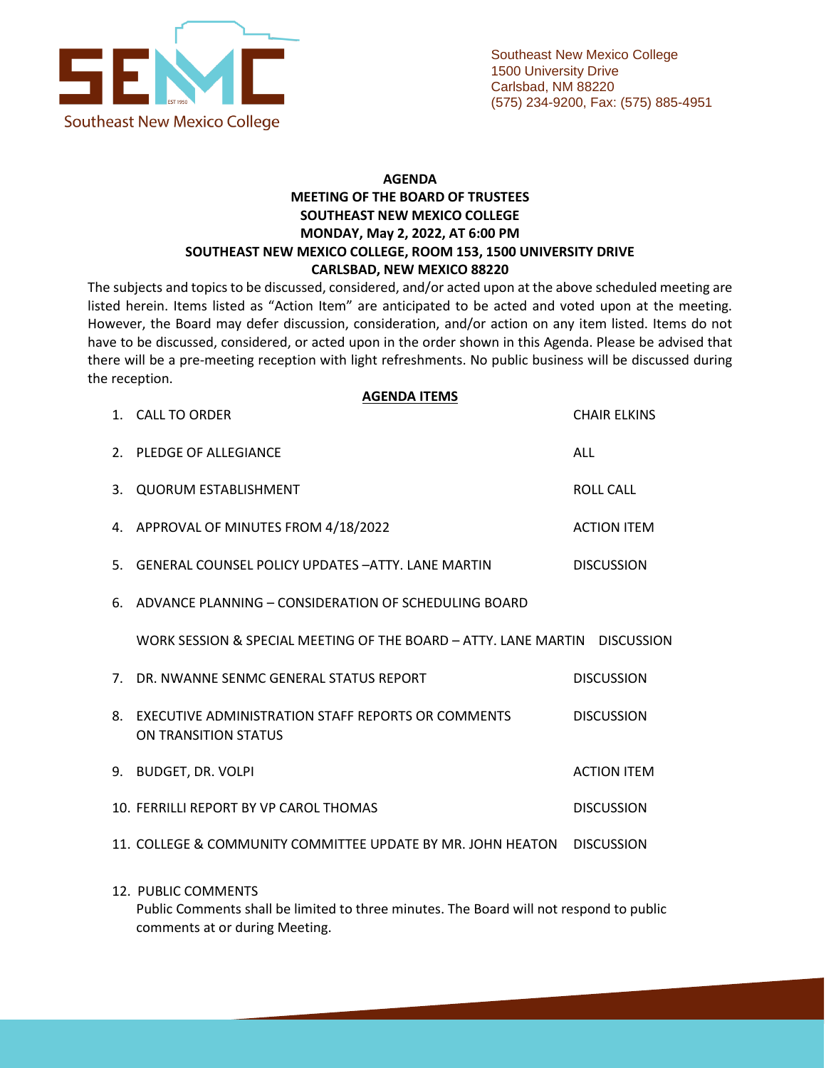Southeast New Mexico College
1500 University Drive
Carlsbad, NM 88220
(575) 234-9200, Fax: (575) 885-4951

**AGENDA**
**MEETING OF THE BOARD OF TRUSTEES**
**SOUTHEAST NEW MEXICO COLLEGE**
**MONDAY, May 2, 2022, AT 6:00 PM**
**SOUTHEAST NEW MEXICO COLLEGE, ROOM 153, 1500 UNIVERSITY DRIVE**
**CARLSBAD, NEW MEXICO 88220**

The subjects and topics to be discussed, considered, and/or acted upon at the above scheduled meeting are listed herein. Items listed as "Action Item" are anticipated to be acted and voted upon at the meeting. However, the Board may defer discussion, consideration, and/or action on any item listed. Items do not have to be discussed, considered, or acted upon in the order shown in this Agenda. Please be advised that there will be a pre-meeting reception with light refreshments. No public business will be discussed during the reception.

**AGENDA ITEMS**

1. CALL TO ORDER — CHAIR ELKINS
2. PLEDGE OF ALLEGIANCE — ALL
3. QUORUM ESTABLISHMENT — ROLL CALL
4. APPROVAL OF MINUTES FROM 4/18/2022 — ACTION ITEM
5. GENERAL COUNSEL POLICY UPDATES –ATTY. LANE MARTIN — DISCUSSION
6. ADVANCE PLANNING – CONSIDERATION OF SCHEDULING BOARD WORK SESSION & SPECIAL MEETING OF THE BOARD – ATTY. LANE MARTIN — DISCUSSION
7. DR. NWANNE SENMC GENERAL STATUS REPORT — DISCUSSION
8. EXECUTIVE ADMINISTRATION STAFF REPORTS OR COMMENTS ON TRANSITION STATUS — DISCUSSION
9. BUDGET, DR. VOLPI — ACTION ITEM
10. FERRILLI REPORT BY VP CAROL THOMAS — DISCUSSION
11. COLLEGE & COMMUNITY COMMITTEE UPDATE BY MR. JOHN HEATON — DISCUSSION
12. PUBLIC COMMENTS
    Public Comments shall be limited to three minutes. The Board will not respond to public comments at or during Meeting.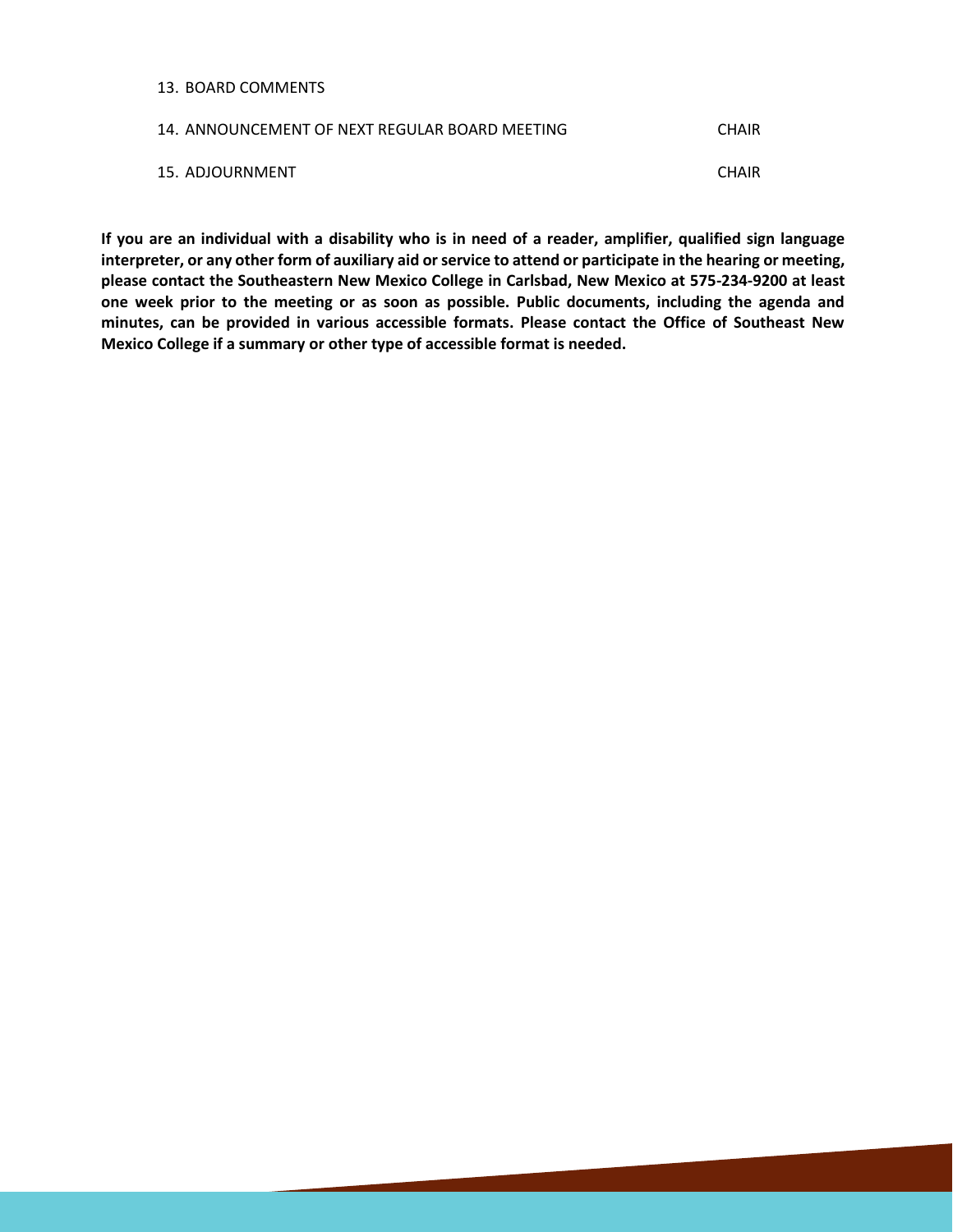13. BOARD COMMENTS

14. ANNOUNCEMENT OF NEXT REGULAR BOARD MEETING — CHAIR

15. ADJOURNMENT — CHAIR

**If you are an individual with a disability who is in need of a reader, amplifier, qualified sign language interpreter, or any other form of auxiliary aid or service to attend or participate in the hearing or meeting, please contact the Southeastern New Mexico College in Carlsbad, New Mexico at 575-234-9200 at least one week prior to the meeting or as soon as possible. Public documents, including the agenda and minutes, can be provided in various accessible formats. Please contact the Office of Southeast New Mexico College if a summary or other type of accessible format is needed.**